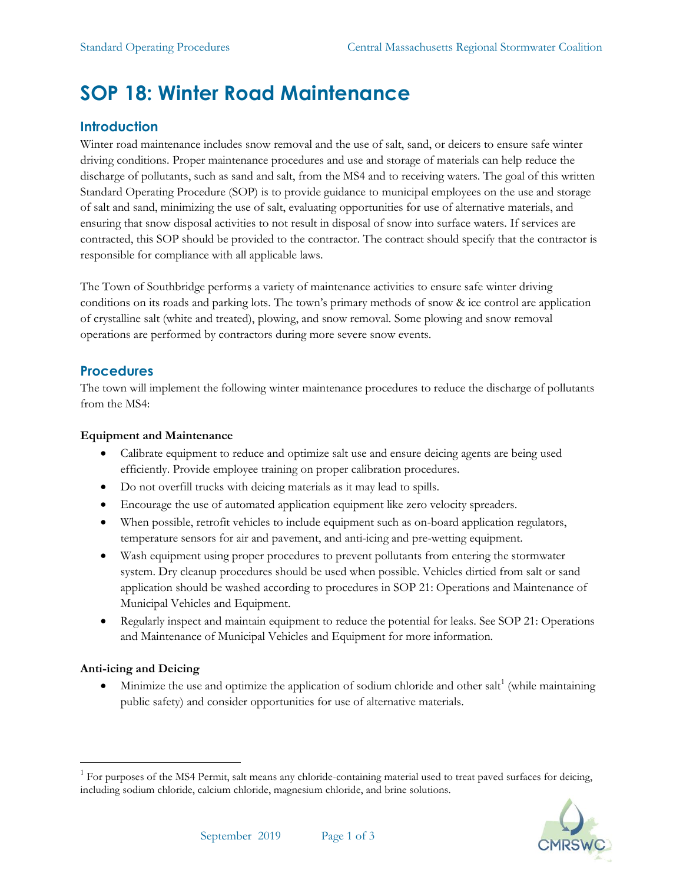# SOP 18: Winter Road Maintenance

## Introduction

Winter road maintenance includes snow removal and the use of salt, sand, or deicers to ensure safe winter driving conditions. Proper maintenance procedures and use and storage of materials can help reduce the discharge of pollutants, such as sand and salt, from the MS4 and to receiving waters. The goal of this written Standard Operating Procedure (SOP) is to provide guidance to municipal employees on the use and storage of salt and sand, minimizing the use of salt, evaluating opportunities for use of alternative materials, and ensuring that snow disposal activities to not result in disposal of snow into surface waters. If services are contracted, this SOP should be provided to the contractor. The contract should specify that the contractor is responsible for compliance with all applicable laws.

The Town of Southbridge performs a variety of maintenance activities to ensure safe winter driving conditions on its roads and parking lots. The town's primary methods of snow & ice control are application of crystalline salt (white and treated), plowing, and snow removal. Some plowing and snow removal operations are performed by contractors during more severe snow events.

## Procedures

The town will implement the following winter maintenance procedures to reduce the discharge of pollutants from the MS4:

**Equipment and Maintenance**

- Calibrate equipment to reduce and optimize salt use and ensure deicing agents are being used efficiently. Provide employee training on proper calibration procedures.
- Do not overfill trucks with deicing materials as it may lead to spills.
- Encourage the use of automated application equipment like zero velocity spreaders.
- When possible, retrofit vehicles to include equipment such as on-board application regulators, temperature sensors for air and pavement, and anti-icing and pre-wetting equipment.
- Wash equipment using proper procedures to prevent pollutants from entering the stormwater system. Dry cleanup procedures should be used when possible. Vehicles dirtied from salt or sand application should be washed according to procedures in SOP 21: Operations and Maintenance of Municipal Vehicles and Equipment.
- Regularly inspect and maintain equipment to reduce the potential for leaks. See SOP 21: Operations and Maintenance of Municipal Vehicles and Equipment for more information.

**Anti-icing and Deicing**

- Minimize the use and optimize the application of sodium chloride and other salt[1] (while maintaining public safety) and consider opportunities for use of alternative materials.

---

[1] For purposes of the MS4 Permit, salt means any chloride-containing material used to treat paved surfaces for deicing, including sodium chloride, calcium chloride, magnesium chloride, and brine solutions.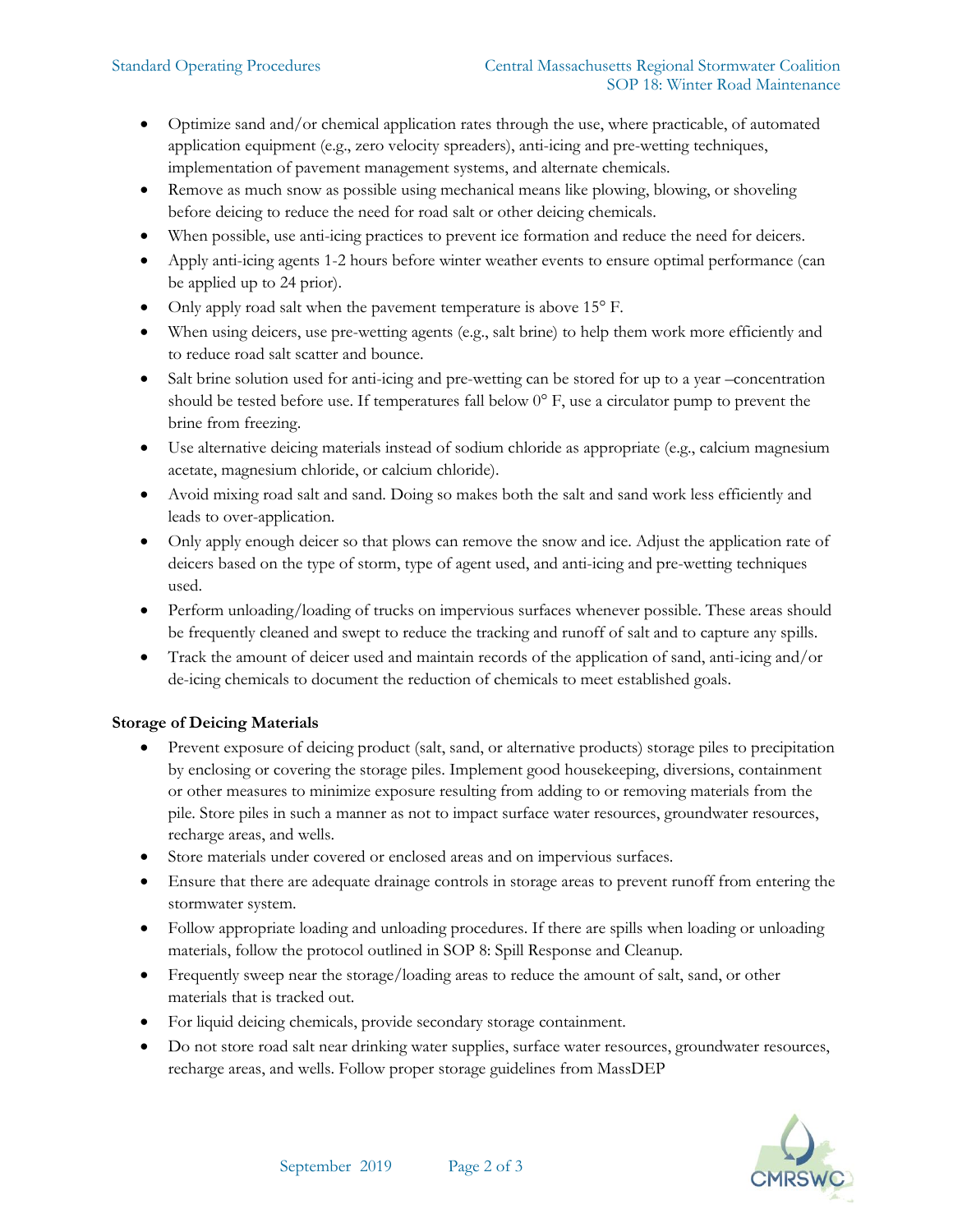- Optimize sand and/or chemical application rates through the use, where practicable, of automated application equipment (e.g., zero velocity spreaders), anti-icing and pre-wetting techniques, implementation of pavement management systems, and alternate chemicals.
- Remove as much snow as possible using mechanical means like plowing, blowing, or shoveling before deicing to reduce the need for road salt or other deicing chemicals.
- When possible, use anti-icing practices to prevent ice formation and reduce the need for deicers.
- Apply anti-icing agents 1-2 hours before winter weather events to ensure optimal performance (can be applied up to 24 prior).
- Only apply road salt when the pavement temperature is above 15° F.
- When using deicers, use pre-wetting agents (e.g., salt brine) to help them work more efficiently and to reduce road salt scatter and bounce.
- Salt brine solution used for anti-icing and pre-wetting can be stored for up to a year –concentration should be tested before use. If temperatures fall below 0° F, use a circulator pump to prevent the brine from freezing.
- Use alternative deicing materials instead of sodium chloride as appropriate (e.g., calcium magnesium acetate, magnesium chloride, or calcium chloride).
- Avoid mixing road salt and sand. Doing so makes both the salt and sand work less efficiently and leads to over-application.
- Only apply enough deicer so that plows can remove the snow and ice. Adjust the application rate of deicers based on the type of storm, type of agent used, and anti-icing and pre-wetting techniques used.
- Perform unloading/loading of trucks on impervious surfaces whenever possible. These areas should be frequently cleaned and swept to reduce the tracking and runoff of salt and to capture any spills.
- Track the amount of deicer used and maintain records of the application of sand, anti-icing and/or de-icing chemicals to document the reduction of chemicals to meet established goals.

**Storage of Deicing Materials**

- Prevent exposure of deicing product (salt, sand, or alternative products) storage piles to precipitation by enclosing or covering the storage piles. Implement good housekeeping, diversions, containment or other measures to minimize exposure resulting from adding to or removing materials from the pile. Store piles in such a manner as not to impact surface water resources, groundwater resources, recharge areas, and wells.
- Store materials under covered or enclosed areas and on impervious surfaces.
- Ensure that there are adequate drainage controls in storage areas to prevent runoff from entering the stormwater system.
- Follow appropriate loading and unloading procedures. If there are spills when loading or unloading materials, follow the protocol outlined in SOP 8: Spill Response and Cleanup.
- Frequently sweep near the storage/loading areas to reduce the amount of salt, sand, or other materials that is tracked out.
- For liquid deicing chemicals, provide secondary storage containment.
- Do not store road salt near drinking water supplies, surface water resources, groundwater resources, recharge areas, and wells. Follow proper storage guidelines from MassDEP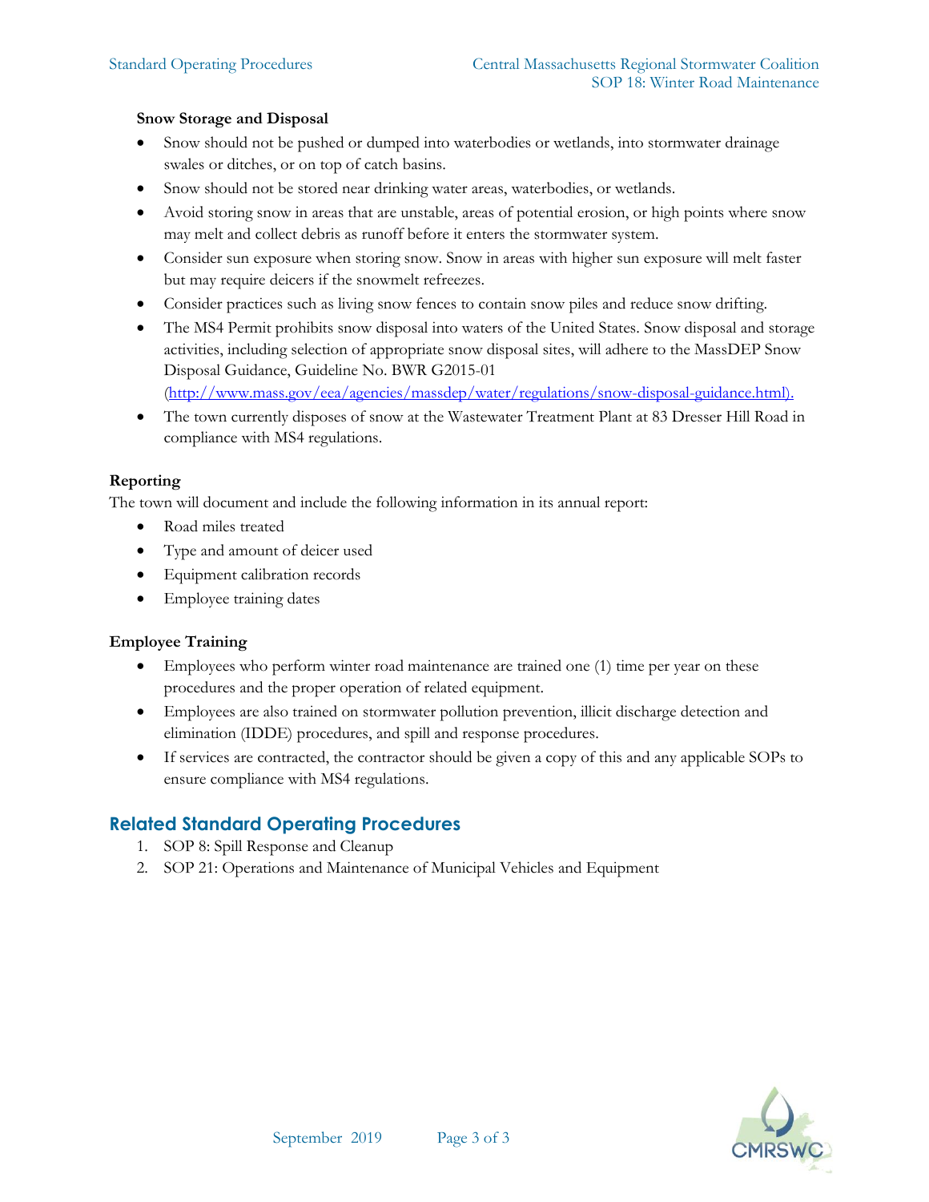**Snow Storage and Disposal**

- Snow should not be pushed or dumped into waterbodies or wetlands, into stormwater drainage swales or ditches, or on top of catch basins.
- Snow should not be stored near drinking water areas, waterbodies, or wetlands.
- Avoid storing snow in areas that are unstable, areas of potential erosion, or high points where snow may melt and collect debris as runoff before it enters the stormwater system.
- Consider sun exposure when storing snow. Snow in areas with higher sun exposure will melt faster but may require deicers if the snowmelt refreezes.
- Consider practices such as living snow fences to contain snow piles and reduce snow drifting.
- The MS4 Permit prohibits snow disposal into waters of the United States. Snow disposal and storage activities, including selection of appropriate snow disposal sites, will adhere to the MassDEP Snow Disposal Guidance, Guideline No. BWR G2015-01 ([http://www.mass.gov/eea/agencies/massdep/water/regulations/snow-disposal-guidance.html](http://www.mass.gov/eea/agencies/massdep/water/regulations/snow-disposal-guidance.html)).
- The town currently disposes of snow at the Wastewater Treatment Plant at 83 Dresser Hill Road in compliance with MS4 regulations.

**Reporting**

The town will document and include the following information in its annual report:

- Road miles treated
- Type and amount of deicer used
- Equipment calibration records
- Employee training dates

**Employee Training**

- Employees who perform winter road maintenance are trained one (1) time per year on these procedures and the proper operation of related equipment.
- Employees are also trained on stormwater pollution prevention, illicit discharge detection and elimination (IDDE) procedures, and spill and response procedures.
- If services are contracted, the contractor should be given a copy of this and any applicable SOPs to ensure compliance with MS4 regulations.

## Related Standard Operating Procedures

1. SOP 8: Spill Response and Cleanup
2. SOP 21: Operations and Maintenance of Municipal Vehicles and Equipment